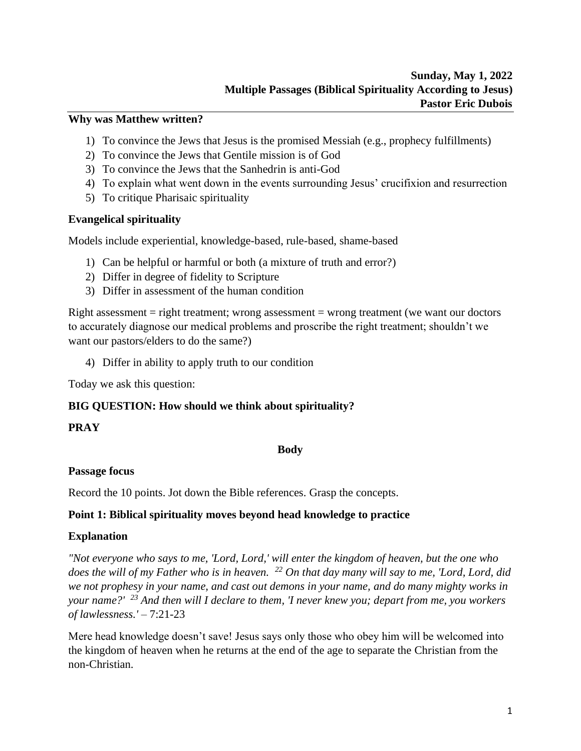**Sunday, May 1, 2022**
**Multiple Passages (Biblical Spirituality According to Jesus)**
**Pastor Eric Dubois**

**Why was Matthew written?**

1) To convince the Jews that Jesus is the promised Messiah (e.g., prophecy fulfillments)
2) To convince the Jews that Gentile mission is of God
3) To convince the Jews that the Sanhedrin is anti-God
4) To explain what went down in the events surrounding Jesus' crucifixion and resurrection
5) To critique Pharisaic spirituality

**Evangelical spirituality**

Models include experiential, knowledge-based, rule-based, shame-based

1) Can be helpful or harmful or both (a mixture of truth and error?)
2) Differ in degree of fidelity to Scripture
3) Differ in assessment of the human condition

Right assessment = right treatment; wrong assessment = wrong treatment (we want our doctors to accurately diagnose our medical problems and proscribe the right treatment; shouldn't we want our pastors/elders to do the same?)

4) Differ in ability to apply truth to our condition

Today we ask this question:

**BIG QUESTION: How should we think about spirituality?**

**PRAY**

**Body**

**Passage focus**

Record the 10 points. Jot down the Bible references. Grasp the concepts.

**Point 1: Biblical spirituality moves beyond head knowledge to practice**

**Explanation**

*"Not everyone who says to me, 'Lord, Lord,' will enter the kingdom of heaven, but the one who does the will of my Father who is in heaven. [22] On that day many will say to me, 'Lord, Lord, did we not prophesy in your name, and cast out demons in your name, and do many mighty works in your name?' [23] And then will I declare to them, 'I never knew you; depart from me, you workers of lawlessness.'* – 7:21-23

Mere head knowledge doesn't save! Jesus says only those who obey him will be welcomed into the kingdom of heaven when he returns at the end of the age to separate the Christian from the non-Christian.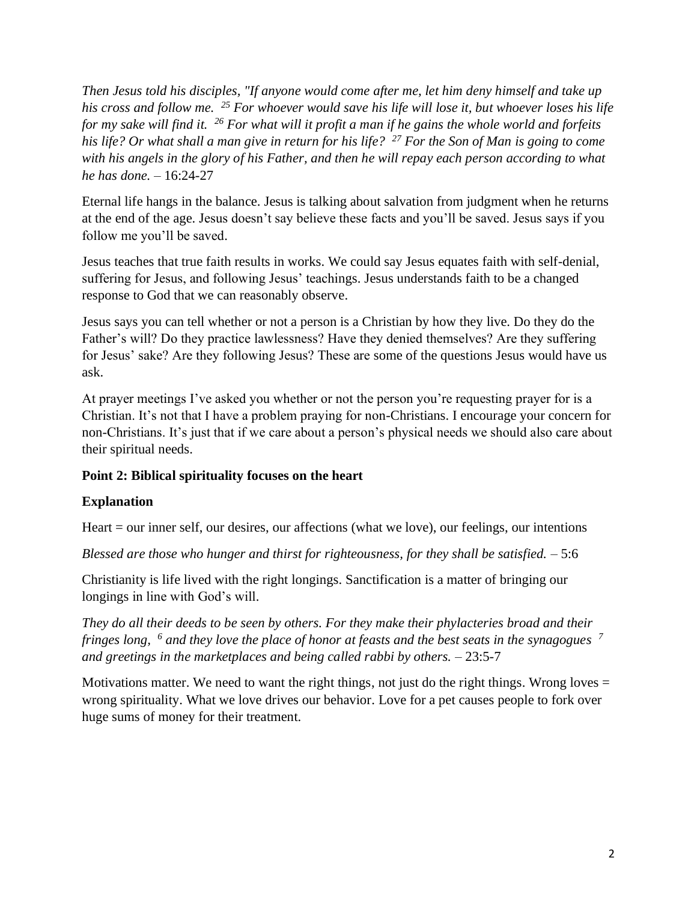*Then Jesus told his disciples, "If anyone would come after me, let him deny himself and take up his cross and follow me. [25] For whoever would save his life will lose it, but whoever loses his life for my sake will find it. [26] For what will it profit a man if he gains the whole world and forfeits his life? Or what shall a man give in return for his life? [27] For the Son of Man is going to come with his angels in the glory of his Father, and then he will repay each person according to what he has done.* – 16:24-27

Eternal life hangs in the balance. Jesus is talking about salvation from judgment when he returns at the end of the age. Jesus doesn't say believe these facts and you'll be saved. Jesus says if you follow me you'll be saved.

Jesus teaches that true faith results in works. We could say Jesus equates faith with self-denial, suffering for Jesus, and following Jesus' teachings. Jesus understands faith to be a changed response to God that we can reasonably observe.

Jesus says you can tell whether or not a person is a Christian by how they live. Do they do the Father's will? Do they practice lawlessness? Have they denied themselves? Are they suffering for Jesus' sake? Are they following Jesus? These are some of the questions Jesus would have us ask.

At prayer meetings I've asked you whether or not the person you're requesting prayer for is a Christian. It's not that I have a problem praying for non-Christians. I encourage your concern for non-Christians. It's just that if we care about a person's physical needs we should also care about their spiritual needs.

**Point 2: Biblical spirituality focuses on the heart**

**Explanation**

Heart = our inner self, our desires, our affections (what we love), our feelings, our intentions

*Blessed are those who hunger and thirst for righteousness, for they shall be satisfied.* – 5:6

Christianity is life lived with the right longings. Sanctification is a matter of bringing our longings in line with God's will.

*They do all their deeds to be seen by others. For they make their phylacteries broad and their fringes long, [6] and they love the place of honor at feasts and the best seats in the synagogues [7] and greetings in the marketplaces and being called rabbi by others.* – 23:5-7

Motivations matter. We need to want the right things, not just do the right things. Wrong loves = wrong spirituality. What we love drives our behavior. Love for a pet causes people to fork over huge sums of money for their treatment.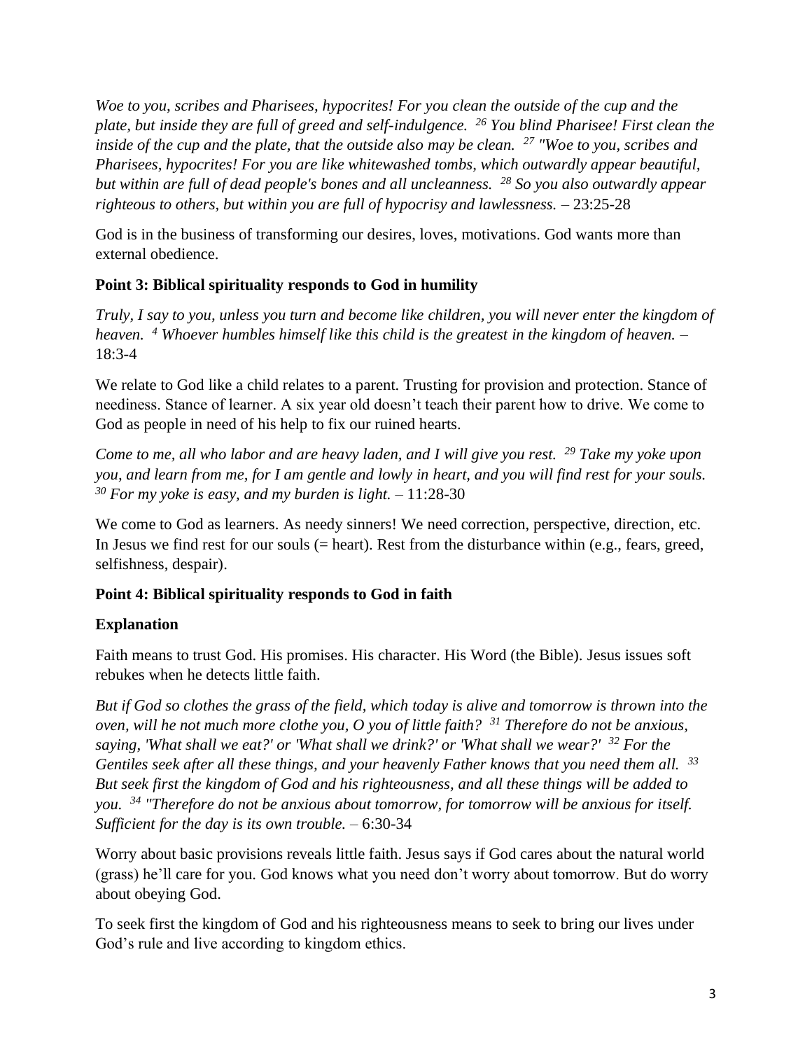*Woe to you, scribes and Pharisees, hypocrites! For you clean the outside of the cup and the plate, but inside they are full of greed and self-indulgence.* [26] *You blind Pharisee! First clean the inside of the cup and the plate, that the outside also may be clean.* [27] *"Woe to you, scribes and Pharisees, hypocrites! For you are like whitewashed tombs, which outwardly appear beautiful, but within are full of dead people's bones and all uncleanness.* [28] *So you also outwardly appear righteous to others, but within you are full of hypocrisy and lawlessness.* – 23:25-28

God is in the business of transforming our desires, loves, motivations. God wants more than external obedience.

**Point 3: Biblical spirituality responds to God in humility**

*Truly, I say to you, unless you turn and become like children, you will never enter the kingdom of heaven.* [4] *Whoever humbles himself like this child is the greatest in the kingdom of heaven.* – 18:3-4

We relate to God like a child relates to a parent. Trusting for provision and protection. Stance of neediness. Stance of learner. A six year old doesn't teach their parent how to drive. We come to God as people in need of his help to fix our ruined hearts.

*Come to me, all who labor and are heavy laden, and I will give you rest.* [29] *Take my yoke upon you, and learn from me, for I am gentle and lowly in heart, and you will find rest for your souls.* [30] *For my yoke is easy, and my burden is light.* – 11:28-30

We come to God as learners. As needy sinners! We need correction, perspective, direction, etc. In Jesus we find rest for our souls (= heart). Rest from the disturbance within (e.g., fears, greed, selfishness, despair).

**Point 4: Biblical spirituality responds to God in faith**

**Explanation**

Faith means to trust God. His promises. His character. His Word (the Bible). Jesus issues soft rebukes when he detects little faith.

*But if God so clothes the grass of the field, which today is alive and tomorrow is thrown into the oven, will he not much more clothe you, O you of little faith?* [31] *Therefore do not be anxious, saying, 'What shall we eat?' or 'What shall we drink?' or 'What shall we wear?'* [32] *For the Gentiles seek after all these things, and your heavenly Father knows that you need them all.* [33] *But seek first the kingdom of God and his righteousness, and all these things will be added to you.* [34] *"Therefore do not be anxious about tomorrow, for tomorrow will be anxious for itself. Sufficient for the day is its own trouble.* – 6:30-34

Worry about basic provisions reveals little faith. Jesus says if God cares about the natural world (grass) he'll care for you. God knows what you need don't worry about tomorrow. But do worry about obeying God.

To seek first the kingdom of God and his righteousness means to seek to bring our lives under God's rule and live according to kingdom ethics.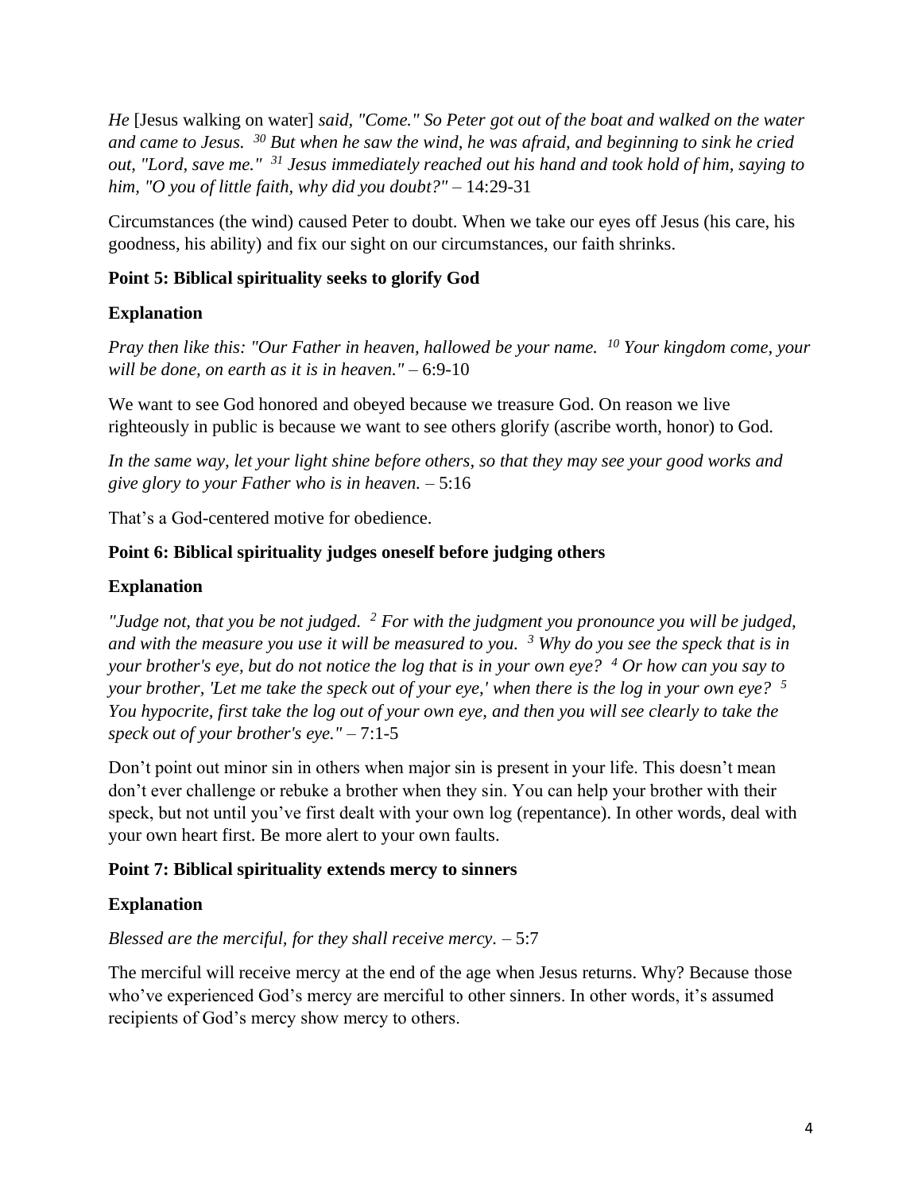*He* [Jesus walking on water] *said, "Come." So Peter got out of the boat and walked on the water and came to Jesus. [30] But when he saw the wind, he was afraid, and beginning to sink he cried out, "Lord, save me." [31] Jesus immediately reached out his hand and took hold of him, saying to him, "O you of little faith, why did you doubt?"* – 14:29-31

Circumstances (the wind) caused Peter to doubt. When we take our eyes off Jesus (his care, his goodness, his ability) and fix our sight on our circumstances, our faith shrinks.

**Point 5: Biblical spirituality seeks to glorify God**

**Explanation**

*Pray then like this: "Our Father in heaven, hallowed be your name. [10] Your kingdom come, your will be done, on earth as it is in heaven."* – 6:9-10

We want to see God honored and obeyed because we treasure God. On reason we live righteously in public is because we want to see others glorify (ascribe worth, honor) to God.

*In the same way, let your light shine before others, so that they may see your good works and give glory to your Father who is in heaven.* – 5:16

That's a God-centered motive for obedience.

**Point 6: Biblical spirituality judges oneself before judging others**

**Explanation**

*"Judge not, that you be not judged. [2] For with the judgment you pronounce you will be judged, and with the measure you use it will be measured to you. [3] Why do you see the speck that is in your brother's eye, but do not notice the log that is in your own eye? [4] Or how can you say to your brother, 'Let me take the speck out of your eye,' when there is the log in your own eye? [5] You hypocrite, first take the log out of your own eye, and then you will see clearly to take the speck out of your brother's eye."* – 7:1-5

Don't point out minor sin in others when major sin is present in your life. This doesn't mean don't ever challenge or rebuke a brother when they sin. You can help your brother with their speck, but not until you've first dealt with your own log (repentance). In other words, deal with your own heart first. Be more alert to your own faults.

**Point 7: Biblical spirituality extends mercy to sinners**

**Explanation**

*Blessed are the merciful, for they shall receive mercy*. – 5:7

The merciful will receive mercy at the end of the age when Jesus returns. Why? Because those who've experienced God's mercy are merciful to other sinners. In other words, it's assumed recipients of God's mercy show mercy to others.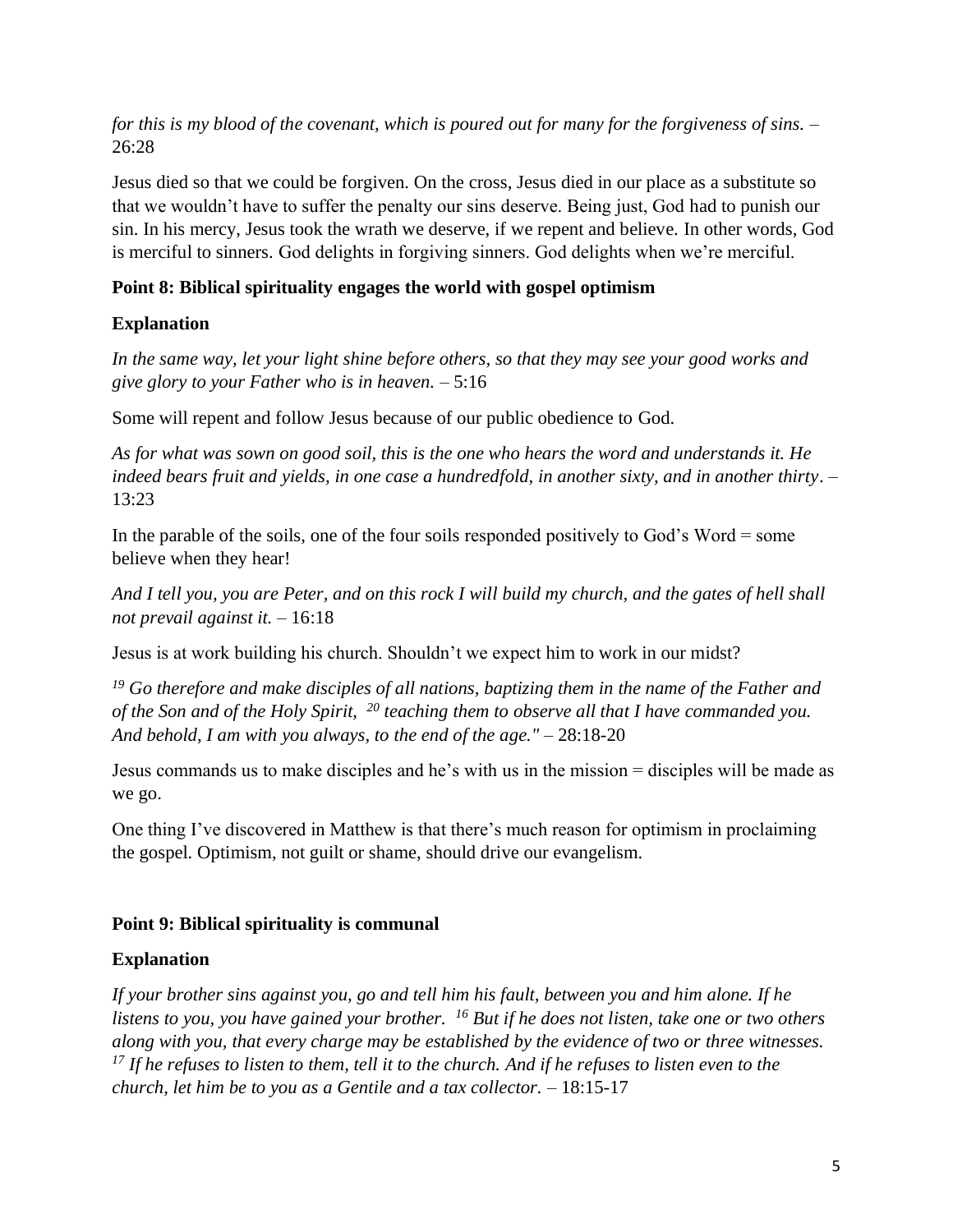*for this is my blood of the covenant, which is poured out for many for the forgiveness of sins.* – 26:28

Jesus died so that we could be forgiven. On the cross, Jesus died in our place as a substitute so that we wouldn't have to suffer the penalty our sins deserve. Being just, God had to punish our sin. In his mercy, Jesus took the wrath we deserve, if we repent and believe. In other words, God is merciful to sinners. God delights in forgiving sinners. God delights when we're merciful.

**Point 8: Biblical spirituality engages the world with gospel optimism**

**Explanation**

*In the same way, let your light shine before others, so that they may see your good works and give glory to your Father who is in heaven.* – 5:16

Some will repent and follow Jesus because of our public obedience to God.

*As for what was sown on good soil, this is the one who hears the word and understands it. He indeed bears fruit and yields, in one case a hundredfold, in another sixty, and in another thirty*. – 13:23

In the parable of the soils, one of the four soils responded positively to God's Word = some believe when they hear!

*And I tell you, you are Peter, and on this rock I will build my church, and the gates of hell shall not prevail against it.* – 16:18

Jesus is at work building his church. Shouldn't we expect him to work in our midst?

*[19] Go therefore and make disciples of all nations, baptizing them in the name of the Father and of the Son and of the Holy Spirit, [20] teaching them to observe all that I have commanded you. And behold, I am with you always, to the end of the age."* – 28:18-20

Jesus commands us to make disciples and he's with us in the mission = disciples will be made as we go.

One thing I've discovered in Matthew is that there's much reason for optimism in proclaiming the gospel. Optimism, not guilt or shame, should drive our evangelism.

**Point 9: Biblical spirituality is communal**

**Explanation**

*If your brother sins against you, go and tell him his fault, between you and him alone. If he listens to you, you have gained your brother. [16] But if he does not listen, take one or two others along with you, that every charge may be established by the evidence of two or three witnesses. [17] If he refuses to listen to them, tell it to the church. And if he refuses to listen even to the church, let him be to you as a Gentile and a tax collector.* – 18:15-17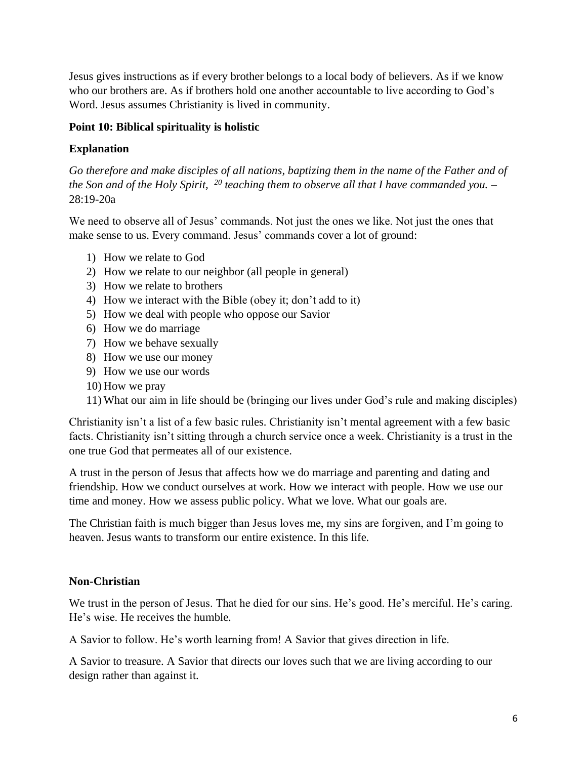Jesus gives instructions as if every brother belongs to a local body of believers. As if we know who our brothers are. As if brothers hold one another accountable to live according to God's Word. Jesus assumes Christianity is lived in community.

**Point 10: Biblical spirituality is holistic**

**Explanation**

*Go therefore and make disciples of all nations, baptizing them in the name of the Father and of the Son and of the Holy Spirit, [20] teaching them to observe all that I have commanded you.* – 28:19-20a

We need to observe all of Jesus' commands. Not just the ones we like. Not just the ones that make sense to us. Every command. Jesus' commands cover a lot of ground:

1) How we relate to God
2) How we relate to our neighbor (all people in general)
3) How we relate to brothers
4) How we interact with the Bible (obey it; don't add to it)
5) How we deal with people who oppose our Savior
6) How we do marriage
7) How we behave sexually
8) How we use our money
9) How we use our words
10) How we pray
11) What our aim in life should be (bringing our lives under God's rule and making disciples)

Christianity isn't a list of a few basic rules. Christianity isn't mental agreement with a few basic facts. Christianity isn't sitting through a church service once a week. Christianity is a trust in the one true God that permeates all of our existence.

A trust in the person of Jesus that affects how we do marriage and parenting and dating and friendship. How we conduct ourselves at work. How we interact with people. How we use our time and money. How we assess public policy. What we love. What our goals are.

The Christian faith is much bigger than Jesus loves me, my sins are forgiven, and I'm going to heaven. Jesus wants to transform our entire existence. In this life.

**Non-Christian**

We trust in the person of Jesus. That he died for our sins. He's good. He's merciful. He's caring. He's wise. He receives the humble.

A Savior to follow. He's worth learning from! A Savior that gives direction in life.

A Savior to treasure. A Savior that directs our loves such that we are living according to our design rather than against it.